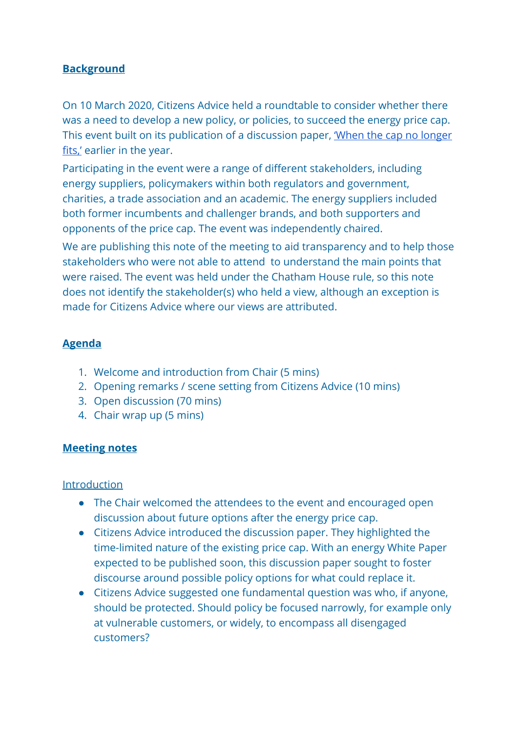## Background

On 10 March 2020, Citizens Advice held a roundtable to consider whether there was a need to develop a new policy, or policies, to succeed the energy price cap. This event built on its publication of a discussion paper, 'When the cap no longer fits,' earlier in the year.

Participating in the event were a range of different stakeholders, including energy suppliers, policymakers within both regulators and government, charities, a trade association and an academic. The energy suppliers included both former incumbents and challenger brands, and both supporters and opponents of the price cap. The event was independently chaired.

We are publishing this note of the meeting to aid transparency and to help those stakeholders who were not able to attend to understand the main points that were raised. The event was held under the Chatham House rule, so this note does not identify the stakeholder(s) who held a view, although an exception is made for Citizens Advice where our views are attributed.

## Agenda

1. Welcome and introduction from Chair (5 mins)
2. Opening remarks / scene setting from Citizens Advice (10 mins)
3. Open discussion (70 mins)
4. Chair wrap up (5 mins)

## Meeting notes

### Introduction

- The Chair welcomed the attendees to the event and encouraged open discussion about future options after the energy price cap.
- Citizens Advice introduced the discussion paper. They highlighted the time-limited nature of the existing price cap. With an energy White Paper expected to be published soon, this discussion paper sought to foster discourse around possible policy options for what could replace it.
- Citizens Advice suggested one fundamental question was who, if anyone, should be protected. Should policy be focused narrowly, for example only at vulnerable customers, or widely, to encompass all disengaged customers?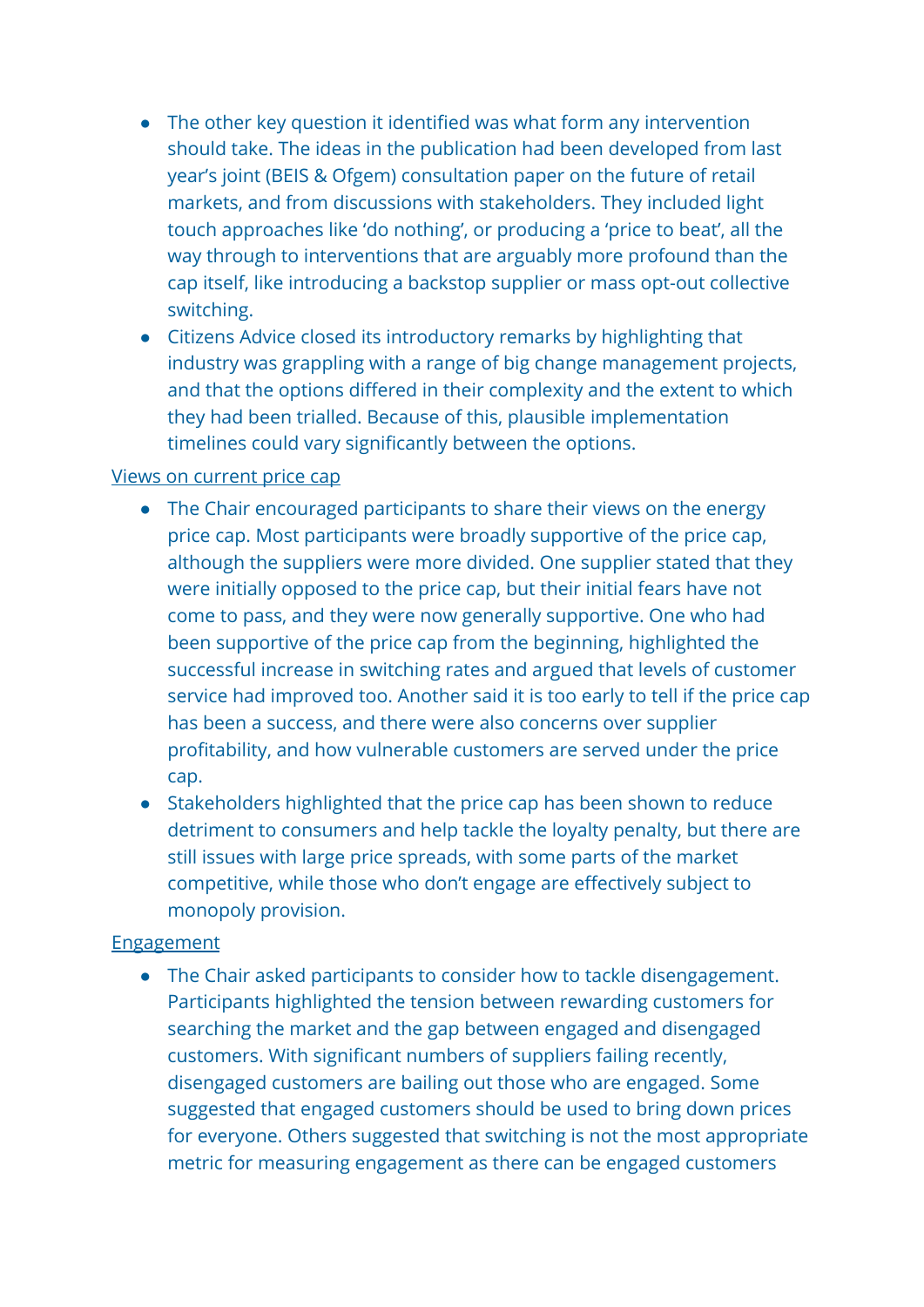- The other key question it identified was what form any intervention should take. The ideas in the publication had been developed from last year's joint (BEIS & Ofgem) consultation paper on the future of retail markets, and from discussions with stakeholders. They included light touch approaches like 'do nothing', or producing a 'price to beat', all the way through to interventions that are arguably more profound than the cap itself, like introducing a backstop supplier or mass opt-out collective switching.
- Citizens Advice closed its introductory remarks by highlighting that industry was grappling with a range of big change management projects, and that the options differed in their complexity and the extent to which they had been trialled. Because of this, plausible implementation timelines could vary significantly between the options.

<u>Views on current price cap</u>

- The Chair encouraged participants to share their views on the energy price cap. Most participants were broadly supportive of the price cap, although the suppliers were more divided. One supplier stated that they were initially opposed to the price cap, but their initial fears have not come to pass, and they were now generally supportive. One who had been supportive of the price cap from the beginning, highlighted the successful increase in switching rates and argued that levels of customer service had improved too. Another said it is too early to tell if the price cap has been a success, and there were also concerns over supplier profitability, and how vulnerable customers are served under the price cap.
- Stakeholders highlighted that the price cap has been shown to reduce detriment to consumers and help tackle the loyalty penalty, but there are still issues with large price spreads, with some parts of the market competitive, while those who don't engage are effectively subject to monopoly provision.

<u>Engagement</u>

- The Chair asked participants to consider how to tackle disengagement. Participants highlighted the tension between rewarding customers for searching the market and the gap between engaged and disengaged customers. With significant numbers of suppliers failing recently, disengaged customers are bailing out those who are engaged. Some suggested that engaged customers should be used to bring down prices for everyone. Others suggested that switching is not the most appropriate metric for measuring engagement as there can be engaged customers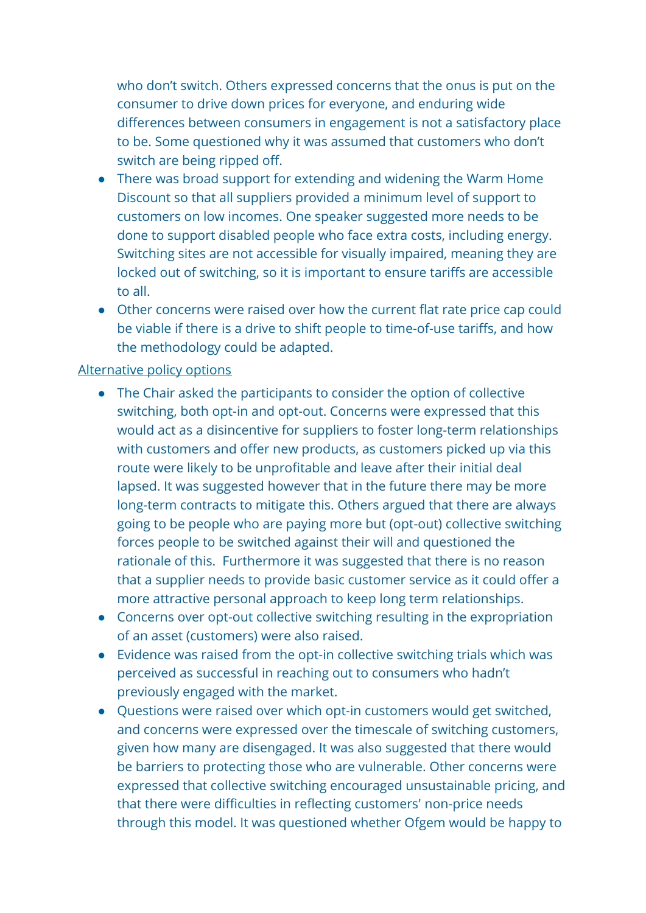who don't switch. Others expressed concerns that the onus is put on the consumer to drive down prices for everyone, and enduring wide differences between consumers in engagement is not a satisfactory place to be. Some questioned why it was assumed that customers who don't switch are being ripped off.

- There was broad support for extending and widening the Warm Home Discount so that all suppliers provided a minimum level of support to customers on low incomes. One speaker suggested more needs to be done to support disabled people who face extra costs, including energy. Switching sites are not accessible for visually impaired, meaning they are locked out of switching, so it is important to ensure tariffs are accessible to all.
- Other concerns were raised over how the current flat rate price cap could be viable if there is a drive to shift people to time-of-use tariffs, and how the methodology could be adapted.

<u>Alternative policy options</u>

- The Chair asked the participants to consider the option of collective switching, both opt-in and opt-out. Concerns were expressed that this would act as a disincentive for suppliers to foster long-term relationships with customers and offer new products, as customers picked up via this route were likely to be unprofitable and leave after their initial deal lapsed. It was suggested however that in the future there may be more long-term contracts to mitigate this. Others argued that there are always going to be people who are paying more but (opt-out) collective switching forces people to be switched against their will and questioned the rationale of this.  Furthermore it was suggested that there is no reason that a supplier needs to provide basic customer service as it could offer a more attractive personal approach to keep long term relationships.
- Concerns over opt-out collective switching resulting in the expropriation of an asset (customers) were also raised.
- Evidence was raised from the opt-in collective switching trials which was perceived as successful in reaching out to consumers who hadn't previously engaged with the market.
- Questions were raised over which opt-in customers would get switched, and concerns were expressed over the timescale of switching customers, given how many are disengaged. It was also suggested that there would be barriers to protecting those who are vulnerable. Other concerns were expressed that collective switching encouraged unsustainable pricing, and that there were difficulties in reflecting customers' non-price needs through this model. It was questioned whether Ofgem would be happy to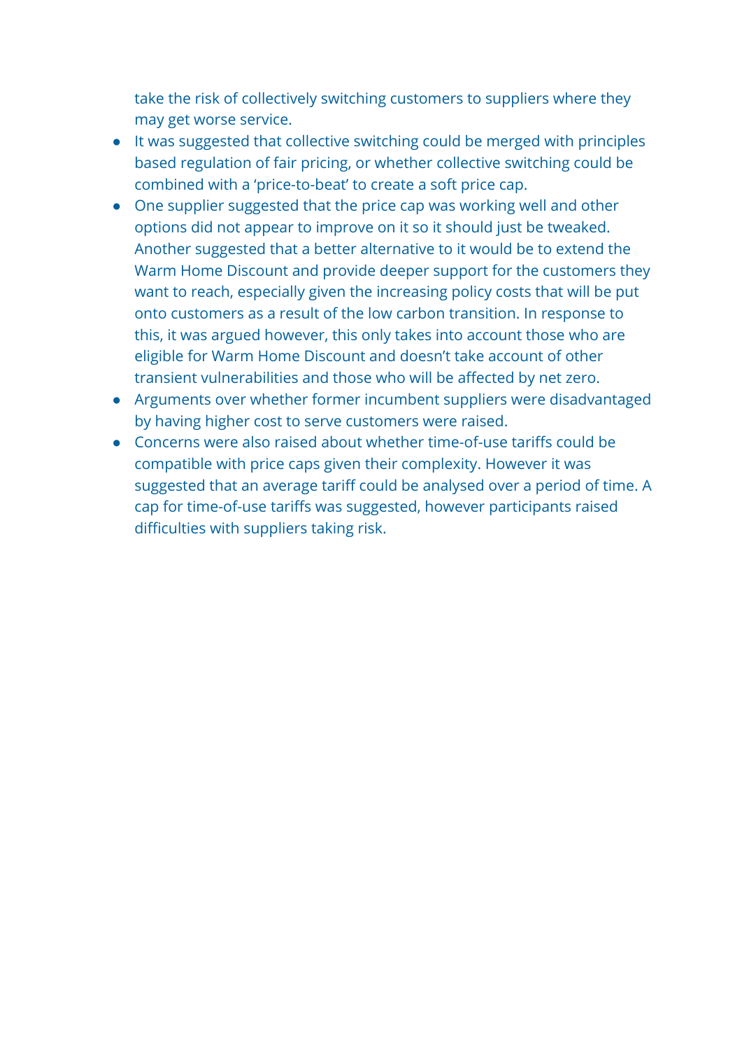take the risk of collectively switching customers to suppliers where they may get worse service.

- It was suggested that collective switching could be merged with principles based regulation of fair pricing, or whether collective switching could be combined with a 'price-to-beat' to create a soft price cap.
- One supplier suggested that the price cap was working well and other options did not appear to improve on it so it should just be tweaked. Another suggested that a better alternative to it would be to extend the Warm Home Discount and provide deeper support for the customers they want to reach, especially given the increasing policy costs that will be put onto customers as a result of the low carbon transition. In response to this, it was argued however, this only takes into account those who are eligible for Warm Home Discount and doesn't take account of other transient vulnerabilities and those who will be affected by net zero.
- Arguments over whether former incumbent suppliers were disadvantaged by having higher cost to serve customers were raised.
- Concerns were also raised about whether time-of-use tariffs could be compatible with price caps given their complexity. However it was suggested that an average tariff could be analysed over a period of time. A cap for time-of-use tariffs was suggested, however participants raised difficulties with suppliers taking risk.